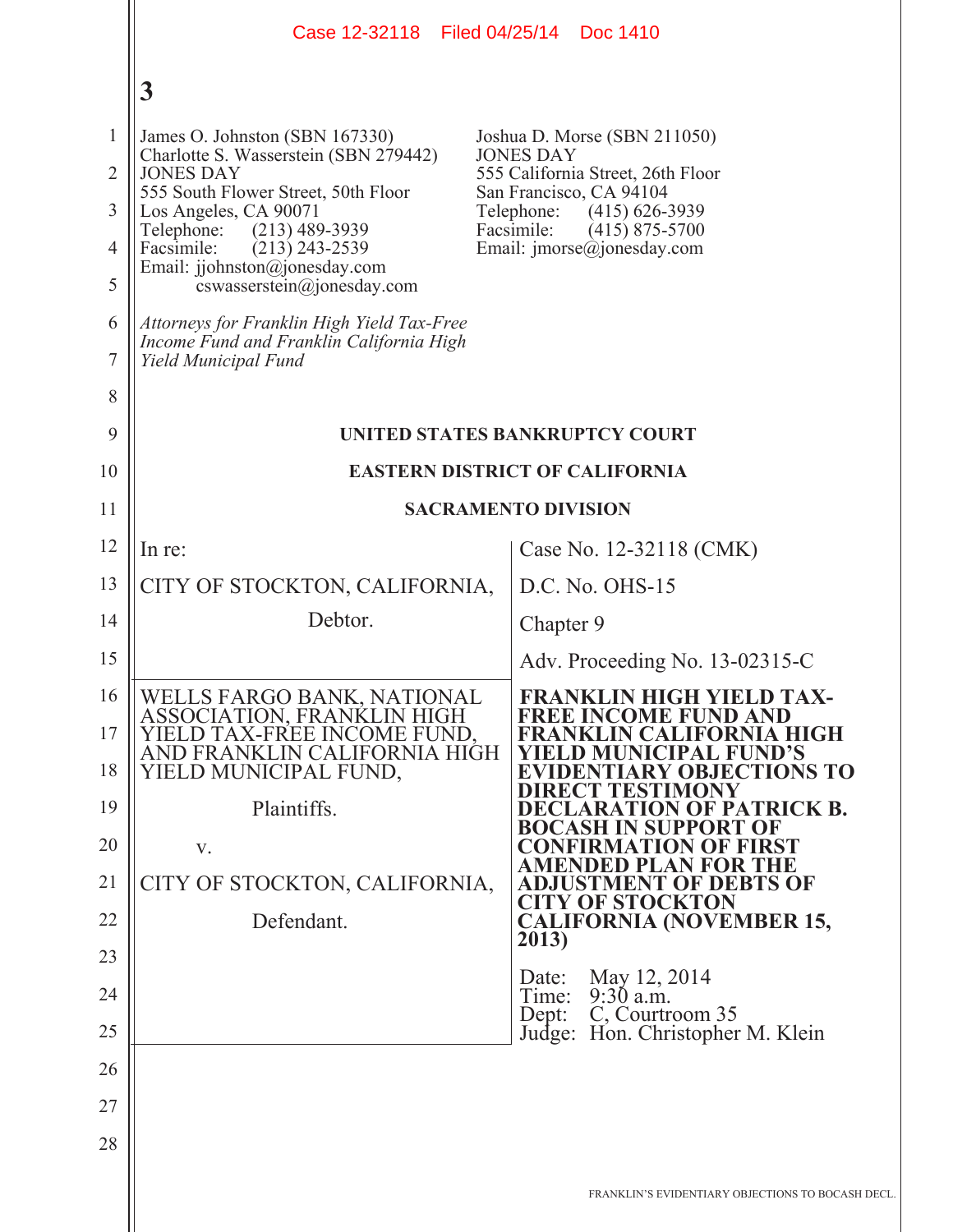Case 12-32118 Filed 04/25/14 Doc 1410

**3**

James O. Johnston (SBN 167330)
Charlotte S. Wasserstein (SBN 279442)
JONES DAY
555 South Flower Street, 50th Floor
Los Angeles, CA 90071
Telephone: (213) 489-3939
Facsimile: (213) 243-2539
Email: jjohnston@jonesday.com
cswasserstein@jonesday.com

Joshua D. Morse (SBN 211050)
JONES DAY
555 California Street, 26th Floor
San Francisco, CA 94104
Telephone: (415) 626-3939
Facsimile: (415) 875-5700
Email: jmorse@jonesday.com

*Attorneys for Franklin High Yield Tax-Free Income Fund and Franklin California High Yield Municipal Fund*

**UNITED STATES BANKRUPTCY COURT**

**EASTERN DISTRICT OF CALIFORNIA**

**SACRAMENTO DIVISION**

| | |
|---|---|
| In re:<br><br>CITY OF STOCKTON, CALIFORNIA,<br><br>Debtor. | Case No. 12-32118 (CMK)<br><br>D.C. No. OHS-15<br><br>Chapter 9<br><br>Adv. Proceeding No. 13-02315-C |
| WELLS FARGO BANK, NATIONAL ASSOCIATION, FRANKLIN HIGH YIELD TAX-FREE INCOME FUND, AND FRANKLIN CALIFORNIA HIGH YIELD MUNICIPAL FUND,<br><br>Plaintiffs.<br><br>v.<br><br>CITY OF STOCKTON, CALIFORNIA,<br><br>Defendant. | **FRANKLIN HIGH YIELD TAX-FREE INCOME FUND AND FRANKLIN CALIFORNIA HIGH YIELD MUNICIPAL FUND'S EVIDENTIARY OBJECTIONS TO DIRECT TESTIMONY DECLARATION OF PATRICK B. BOCASH IN SUPPORT OF CONFIRMATION OF FIRST AMENDED PLAN FOR THE ADJUSTMENT OF DEBTS OF CITY OF STOCKTON CALIFORNIA (NOVEMBER 15, 2013)**<br><br>Date: May 12, 2014<br>Time: 9:30 a.m.<br>Dept: C, Courtroom 35<br>Judge: Hon. Christopher M. Klein |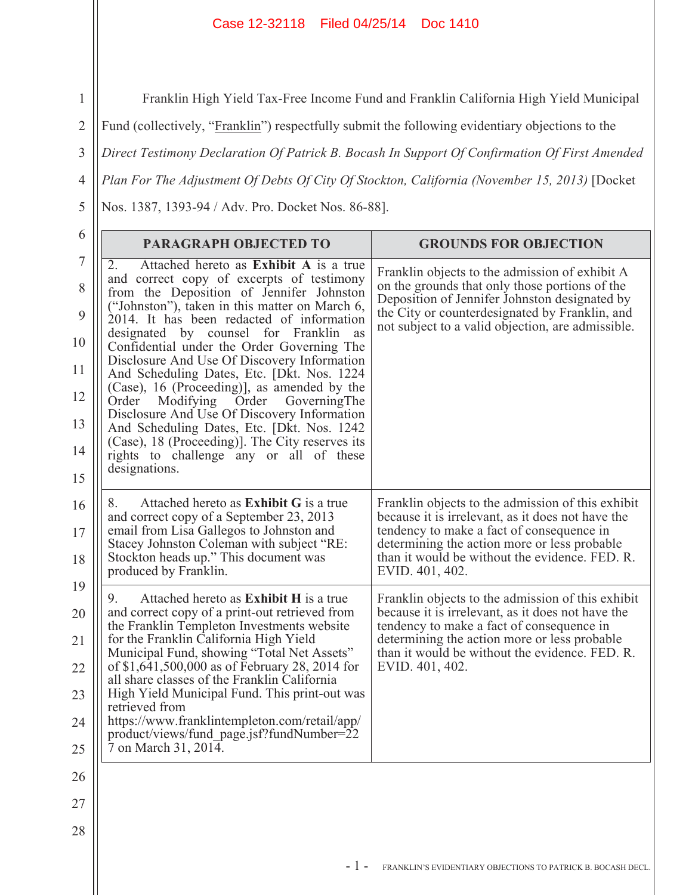Franklin High Yield Tax-Free Income Fund and Franklin California High Yield Municipal Fund (collectively, "Franklin") respectfully submit the following evidentiary objections to the *Direct Testimony Declaration Of Patrick B. Bocash In Support Of Confirmation Of First Amended Plan For The Adjustment Of Debts Of City Of Stockton, California (November 15, 2013)* [Docket Nos. 1387, 1393-94 / Adv. Pro. Docket Nos. 86-88].

| PARAGRAPH OBJECTED TO | GROUNDS FOR OBJECTION |
|---|---|
| 2. Attached hereto as **Exhibit A** is a true and correct copy of excerpts of testimony from the Deposition of Jennifer Johnston ("Johnston"), taken in this matter on March 6, 2014. It has been redacted of information designated by counsel for Franklin as Confidential under the Order Governing The Disclosure And Use Of Discovery Information And Scheduling Dates, Etc. [Dkt. Nos. 1224 (Case), 16 (Proceeding)], as amended by the Order Modifying Order GoverningThe Disclosure And Use Of Discovery Information And Scheduling Dates, Etc. [Dkt. Nos. 1242 (Case), 18 (Proceeding)]. The City reserves its rights to challenge any or all of these designations. | Franklin objects to the admission of exhibit A on the grounds that only those portions of the Deposition of Jennifer Johnston designated by the City or counterdesignated by Franklin, and not subject to a valid objection, are admissible. |
| 8. Attached hereto as **Exhibit G** is a true and correct copy of a September 23, 2013 email from Lisa Gallegos to Johnston and Stacey Johnston Coleman with subject "RE: Stockton heads up." This document was produced by Franklin. | Franklin objects to the admission of this exhibit because it is irrelevant, as it does not have the tendency to make a fact of consequence in determining the action more or less probable than it would be without the evidence. FED. R. EVID. 401, 402. |
| 9. Attached hereto as **Exhibit H** is a true and correct copy of a print-out retrieved from the Franklin Templeton Investments website for the Franklin California High Yield Municipal Fund, showing "Total Net Assets" of $1,641,500,000 as of February 28, 2014 for all share classes of the Franklin California High Yield Municipal Fund. This print-out was retrieved from https://www.franklintempleton.com/retail/app/product/views/fund_page.jsf?fundNumber=227 on March 31, 2014. | Franklin objects to the admission of this exhibit because it is irrelevant, as it does not have the tendency to make a fact of consequence in determining the action more or less probable than it would be without the evidence. FED. R. EVID. 401, 402. |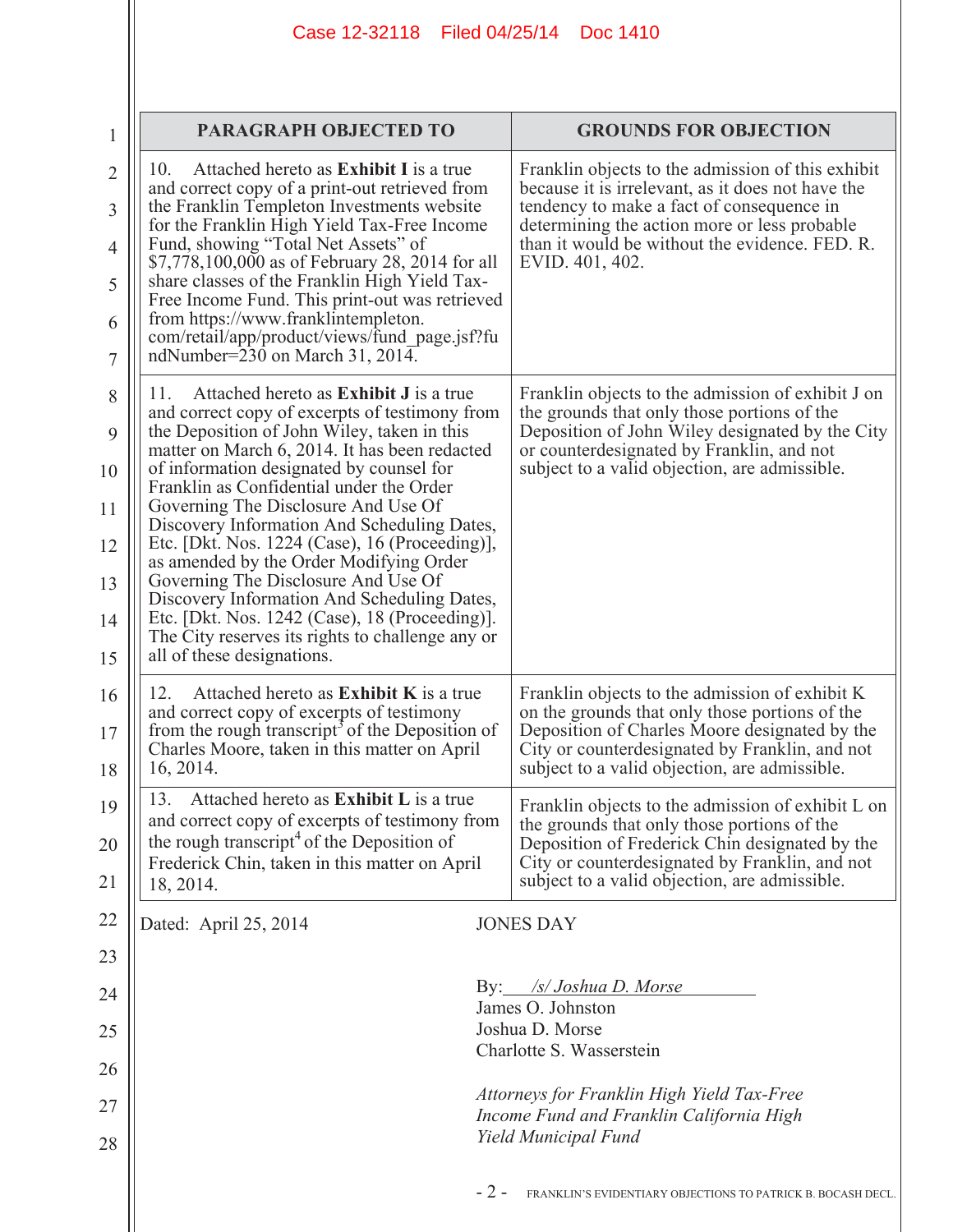| PARAGRAPH OBJECTED TO | GROUNDS FOR OBJECTION |
|---|---|
| 10. Attached hereto as **Exhibit I** is a true and correct copy of a print-out retrieved from the Franklin Templeton Investments website for the Franklin High Yield Tax-Free Income Fund, showing "Total Net Assets" of $7,778,100,000 as of February 28, 2014 for all share classes of the Franklin High Yield Tax-Free Income Fund. This print-out was retrieved from https://www.franklintempleton.com/retail/app/product/views/fund_page.jsf?fundNumber=230 on March 31, 2014. | Franklin objects to the admission of this exhibit because it is irrelevant, as it does not have the tendency to make a fact of consequence in determining the action more or less probable than it would be without the evidence. FED. R. EVID. 401, 402. |
| 11. Attached hereto as **Exhibit J** is a true and correct copy of excerpts of testimony from the Deposition of John Wiley, taken in this matter on March 6, 2014. It has been redacted of information designated by counsel for Franklin as Confidential under the Order Governing The Disclosure And Use Of Discovery Information And Scheduling Dates, Etc. [Dkt. Nos. 1224 (Case), 16 (Proceeding)], as amended by the Order Modifying Order Governing The Disclosure And Use Of Discovery Information And Scheduling Dates, Etc. [Dkt. Nos. 1242 (Case), 18 (Proceeding)]. The City reserves its rights to challenge any or all of these designations. | Franklin objects to the admission of exhibit J on the grounds that only those portions of the Deposition of John Wiley designated by the City or counterdesignated by Franklin, and not subject to a valid objection, are admissible. |
| 12. Attached hereto as **Exhibit K** is a true and correct copy of excerpts of testimony from the rough transcript[3] of the Deposition of Charles Moore, taken in this matter on April 16, 2014. | Franklin objects to the admission of exhibit K on the grounds that only those portions of the Deposition of Charles Moore designated by the City or counterdesignated by Franklin, and not subject to a valid objection, are admissible. |
| 13. Attached hereto as **Exhibit L** is a true and correct copy of excerpts of testimony from the rough transcript[4] of the Deposition of Frederick Chin, taken in this matter on April 18, 2014. | Franklin objects to the admission of exhibit L on the grounds that only those portions of the Deposition of Frederick Chin designated by the City or counterdesignated by Franklin, and not subject to a valid objection, are admissible. |

Dated: April 25, 2014

JONES DAY

By: */s/ Joshua D. Morse*
James O. Johnston
Joshua D. Morse
Charlotte S. Wasserstein

*Attorneys for Franklin High Yield Tax-Free Income Fund and Franklin California High Yield Municipal Fund*